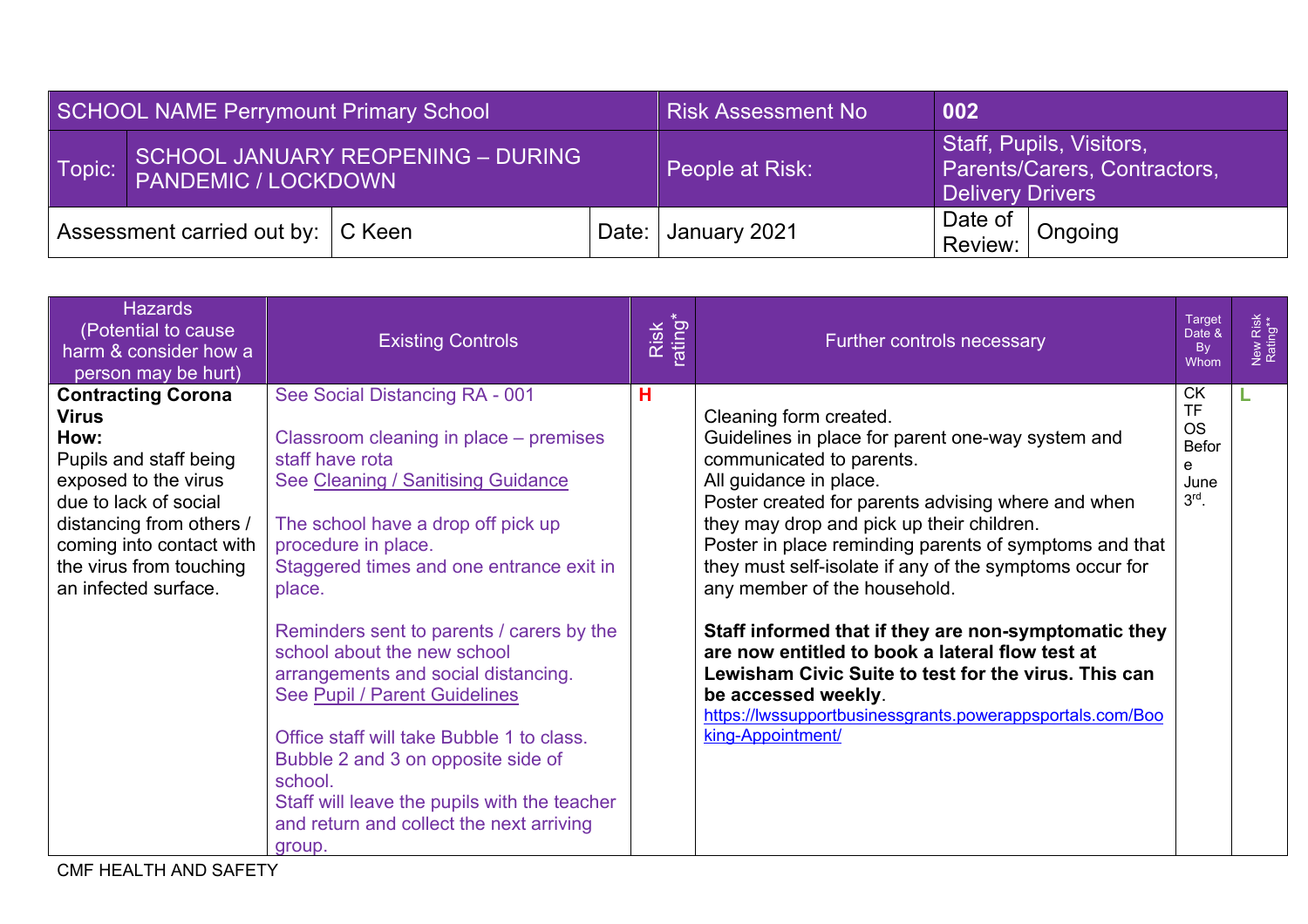| SCHOOL NAME Perrymount Primary School | | | | Risk Assessment No | **002** | |
|---|---|---|---|---|---|---|
| Topic: | SCHOOL JANUARY REOPENING – DURING PANDEMIC / LOCKDOWN | | | People at Risk: | Staff, Pupils, Visitors, Parents/Carers, Contractors, Delivery Drivers | |
| Assessment carried out by: | | C Keen | Date: | January 2021 | Date of Review: | Ongoing |

| Hazards (Potential to cause harm & consider how a person may be hurt) | Existing Controls | Risk rating* | Further controls necessary | Target Date & By Whom | New Risk Rating** |
|---|---|---|---|---|---|
| **Contracting Corona Virus**<br>**How:**<br>Pupils and staff being exposed to the virus due to lack of social distancing from others / coming into contact with the virus from touching an infected surface. | See Social Distancing RA - 001<br><br>Classroom cleaning in place – premises staff have rota<br>See Cleaning / Sanitising Guidance<br><br>The school have a drop off pick up procedure in place.<br>Staggered times and one entrance exit in place.<br><br>Reminders sent to parents / carers by the school about the new school arrangements and social distancing.<br>See Pupil / Parent Guidelines<br><br>Office staff will take Bubble 1 to class. Bubble 2 and 3 on opposite side of school.<br>Staff will leave the pupils with the teacher and return and collect the next arriving group. | H | Cleaning form created.<br>Guidelines in place for parent one-way system and communicated to parents.<br>All guidance in place.<br>Poster created for parents advising where and when they may drop and pick up their children.<br>Poster in place reminding parents of symptoms and that they must self-isolate if any of the symptoms occur for any member of the household.<br><br>**Staff informed that if they are non-symptomatic they are now entitled to book a lateral flow test at Lewisham Civic Suite to test for the virus. This can be accessed weekly**.<br>https://lwssupportbusinessgrants.powerappsportals.com/Booking-Appointment/ | CK<br>TF<br>OS<br>Before June 3rd. | L |

CMF HEALTH AND SAFETY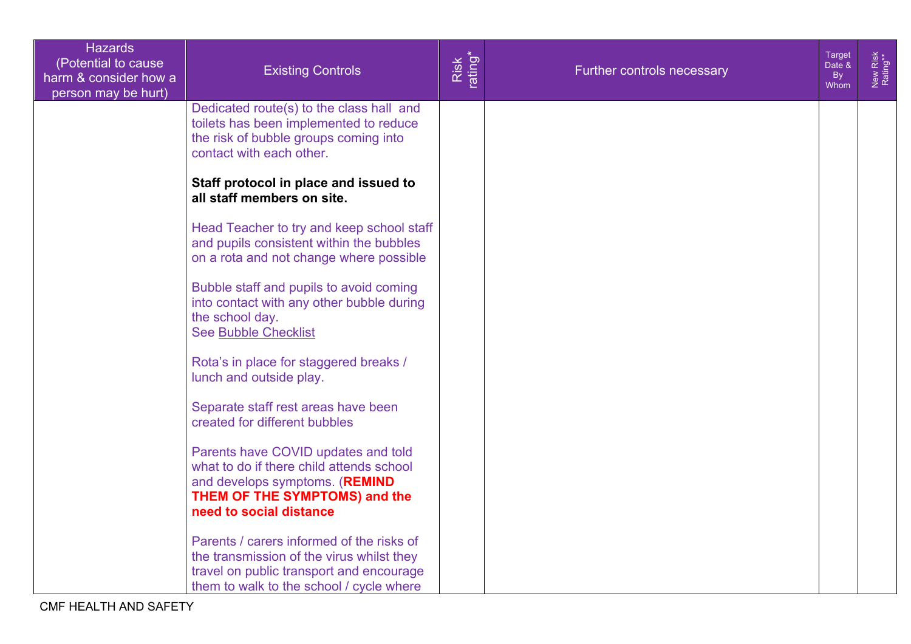| Hazards (Potential to cause harm & consider how a person may be hurt) | Existing Controls | Risk rating* | Further controls necessary | Target Date & By Whom | New Risk Rating** |
|---|---|---|---|---|---|
| | Dedicated route(s) to the class hall and toilets has been implemented to reduce the risk of bubble groups coming into contact with each other.<br><br>**Staff protocol in place and issued to all staff members on site.**<br><br>Head Teacher to try and keep school staff and pupils consistent within the bubbles on a rota and not change where possible<br><br>Bubble staff and pupils to avoid coming into contact with any other bubble during the school day.<br>See Bubble Checklist<br><br>Rota's in place for staggered breaks / lunch and outside play.<br><br>Separate staff rest areas have been created for different bubbles<br><br>Parents have COVID updates and told what to do if there child attends school and develops symptoms. (**REMIND THEM OF THE SYMPTOMS) and the need to social distance**<br><br>Parents / carers informed of the risks of the transmission of the virus whilst they travel on public transport and encourage them to walk to the school / cycle where | | | | |

CMF HEALTH AND SAFETY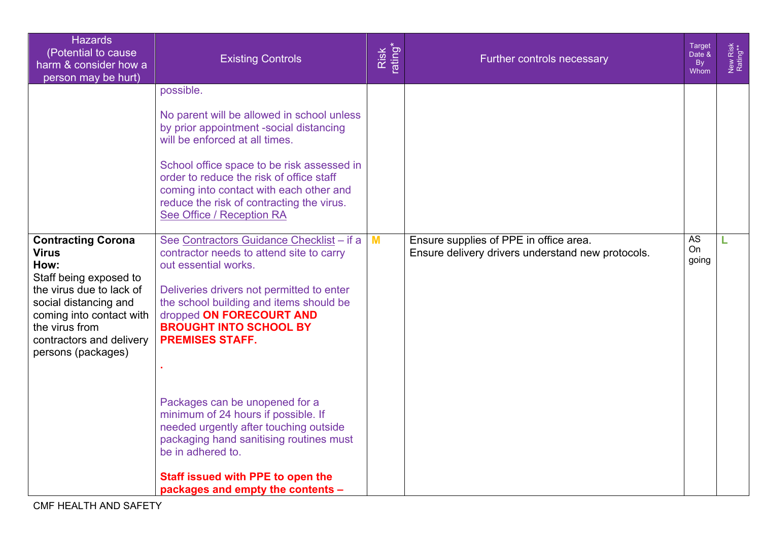| Hazards (Potential to cause harm & consider how a person may be hurt) | Existing Controls | Risk rating* | Further controls necessary | Target Date & By Whom | New Risk Rating** |
|---|---|---|---|---|---|
| | possible.<br><br>No parent will be allowed in school unless by prior appointment -social distancing will be enforced at all times.<br><br>School office space to be risk assessed in order to reduce the risk of office staff coming into contact with each other and reduce the risk of contracting the virus. See Office / Reception RA | | | | |
| **Contracting Corona Virus**<br>**How:**<br>Staff being exposed to the virus due to lack of social distancing and coming into contact with the virus from contractors and delivery persons (packages) | See Contractors Guidance Checklist – if a contractor needs to attend site to carry out essential works.<br><br>Deliveries drivers not permitted to enter the school building and items should be dropped **ON FORECOURT AND BROUGHT INTO SCHOOL BY PREMISES STAFF.**<br><br>.<br><br>Packages can be unopened for a minimum of 24 hours if possible. If needed urgently after touching outside packaging hand sanitising routines must be in adhered to.<br><br>**Staff issued with PPE to open the packages and empty the contents –** | M | Ensure supplies of PPE in office area.<br>Ensure delivery drivers understand new protocols. | AS On going | L |

CMF HEALTH AND SAFETY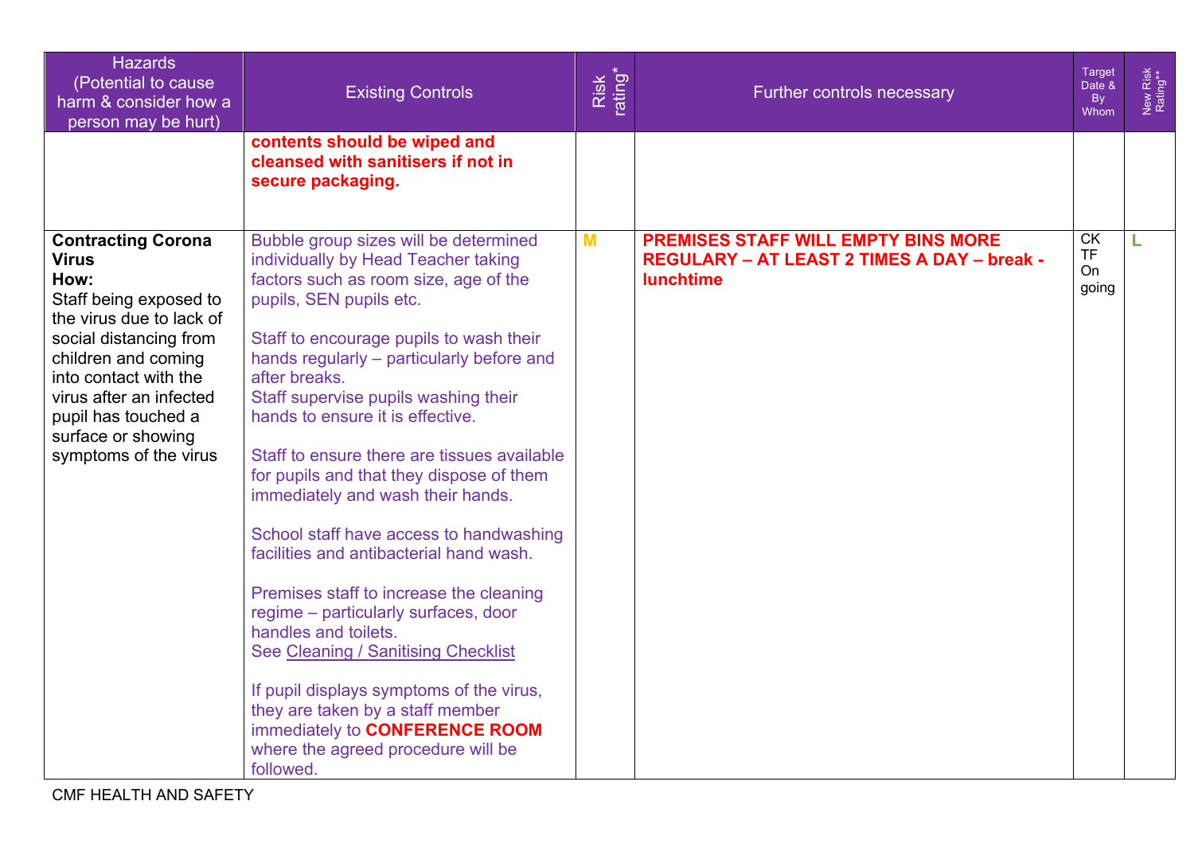| Hazards (Potential to cause harm & consider how a person may be hurt) | Existing Controls | Risk rating* | Further controls necessary | Target Date & By Whom | New Risk Rating** |
|---|---|---|---|---|---|
| | **contents should be wiped and cleansed with sanitisers if not in secure packaging.** | | | | |
| **Contracting Corona Virus** **How:** Staff being exposed to the virus due to lack of social distancing from children and coming into contact with the virus after an infected pupil has touched a surface or showing symptoms of the virus | Bubble group sizes will be determined individually by Head Teacher taking factors such as room size, age of the pupils, SEN pupils etc. <br><br> Staff to encourage pupils to wash their hands regularly – particularly before and after breaks. Staff supervise pupils washing their hands to ensure it is effective. <br><br> Staff to ensure there are tissues available for pupils and that they dispose of them immediately and wash their hands. <br><br> School staff have access to handwashing facilities and antibacterial hand wash. <br><br> Premises staff to increase the cleaning regime – particularly surfaces, door handles and toilets. See Cleaning / Sanitising Checklist <br><br> If pupil displays symptoms of the virus, they are taken by a staff member immediately to **CONFERENCE ROOM** where the agreed procedure will be followed. | M | **PREMISES STAFF WILL EMPTY BINS MORE REGULARY – AT LEAST 2 TIMES A DAY – break - lunchtime** | CK TF On going | L |

CMF HEALTH AND SAFETY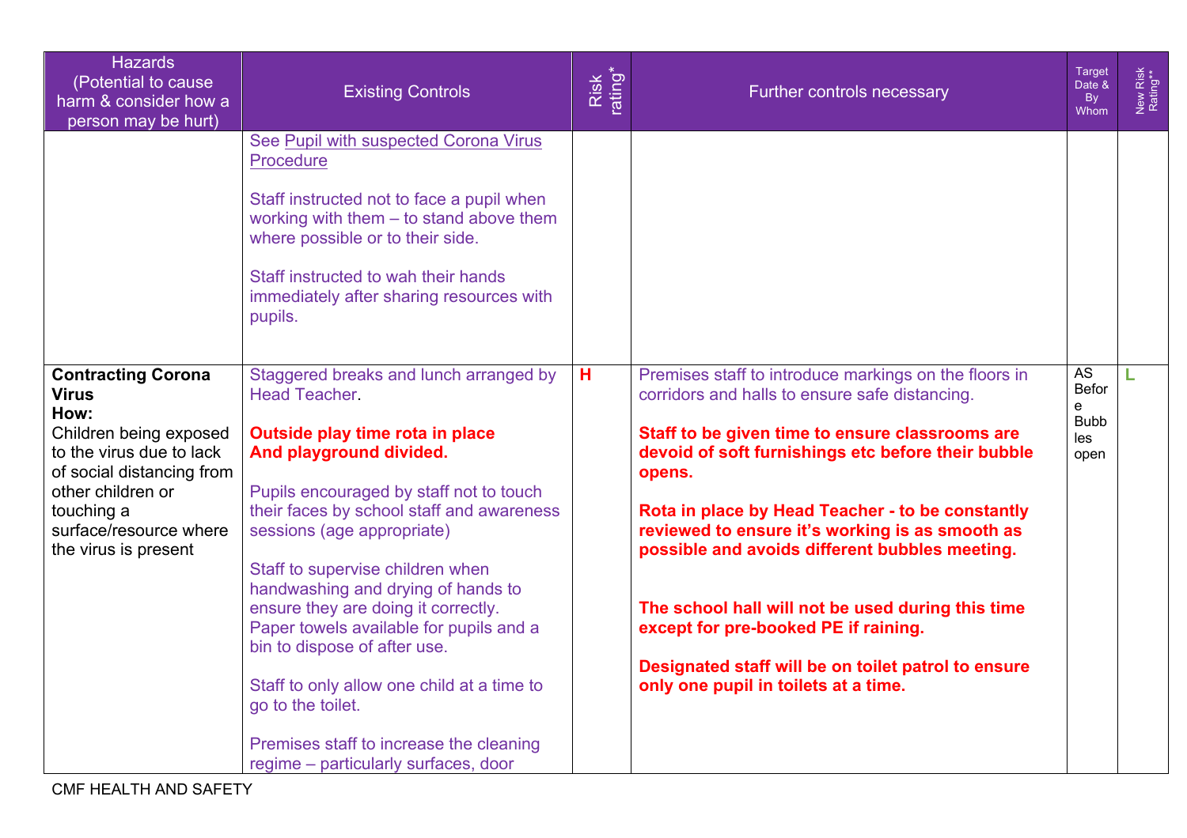| Hazards (Potential to cause harm & consider how a person may be hurt) | Existing Controls | Risk rating* | Further controls necessary | Target Date & By Whom | New Risk Rating** |
|---|---|---|---|---|---|
| | See Pupil with suspected Corona Virus Procedure<br><br>Staff instructed not to face a pupil when working with them – to stand above them where possible or to their side.<br><br>Staff instructed to wah their hands immediately after sharing resources with pupils. | | | | |
| **Contracting Corona Virus**<br>**How:**<br>Children being exposed to the virus due to lack of social distancing from other children or touching a surface/resource where the virus is present | Staggered breaks and lunch arranged by Head Teacher.<br><br>**Outside play time rota in place And playground divided.**<br><br>Pupils encouraged by staff not to touch their faces by school staff and awareness sessions (age appropriate)<br><br>Staff to supervise children when handwashing and drying of hands to ensure they are doing it correctly. Paper towels available for pupils and a bin to dispose of after use.<br><br>Staff to only allow one child at a time to go to the toilet.<br><br>Premises staff to increase the cleaning regime – particularly surfaces, door | H | Premises staff to introduce markings on the floors in corridors and halls to ensure safe distancing.<br><br>**Staff to be given time to ensure classrooms are devoid of soft furnishings etc before their bubble opens.**<br><br>**Rota in place by Head Teacher - to be constantly reviewed to ensure it's working is as smooth as possible and avoids different bubbles meeting.**<br><br>**The school hall will not be used during this time except for pre-booked PE if raining.**<br><br>**Designated staff will be on toilet patrol to ensure only one pupil in toilets at a time.** | AS Before Bubbles open | L |

CMF HEALTH AND SAFETY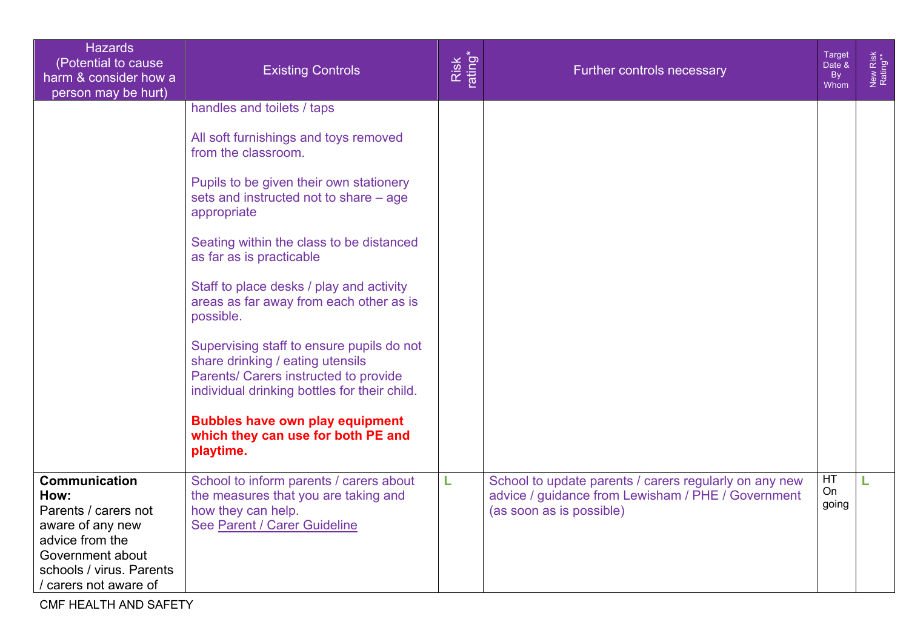| Hazards (Potential to cause harm & consider how a person may be hurt) | Existing Controls | Risk rating* | Further controls necessary | Target Date & By Whom | New Risk Rating** |
|---|---|---|---|---|---|
| | handles and toilets / taps<br><br>All soft furnishings and toys removed from the classroom.<br><br>Pupils to be given their own stationery sets and instructed not to share – age appropriate<br><br>Seating within the class to be distanced as far as is practicable<br><br>Staff to place desks / play and activity areas as far away from each other as is possible.<br><br>Supervising staff to ensure pupils do not share drinking / eating utensils<br>Parents/ Carers instructed to provide individual drinking bottles for their child.<br><br>**Bubbles have own play equipment which they can use for both PE and playtime.** | | | | |
| **Communication How:**<br>Parents / carers not aware of any new advice from the Government about schools / virus. Parents / carers not aware of | School to inform parents / carers about the measures that you are taking and how they can help.<br>See Parent / Carer Guideline | L | School to update parents / carers regularly on any new advice / guidance from Lewisham / PHE / Government (as soon as is possible) | HT On going | L |

CMF HEALTH AND SAFETY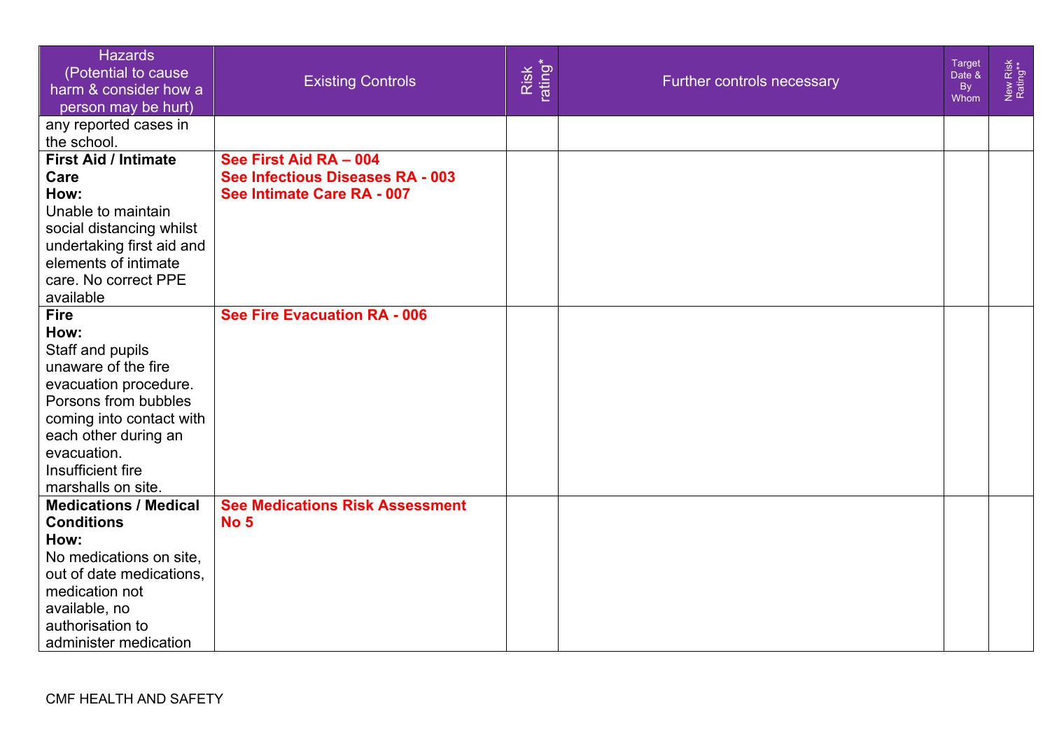| Hazards (Potential to cause harm & consider how a person may be hurt) | Existing Controls | Risk rating* | Further controls necessary | Target Date & By Whom | New Risk Rating** |
|---|---|---|---|---|---|
| any reported cases in the school. | | | | | |
| **First Aid / Intimate Care**<br>**How:**<br>Unable to maintain social distancing whilst undertaking first aid and elements of intimate care. No correct PPE available | **See First Aid RA – 004**<br>**See Infectious Diseases RA - 003**<br>**See Intimate Care RA - 007** | | | | |
| **Fire**<br>**How:**<br>Staff and pupils unaware of the fire evacuation procedure. Porsons from bubbles coming into contact with each other during an evacuation. Insufficient fire marshalls on site. | **See Fire Evacuation RA - 006** | | | | |
| **Medications / Medical Conditions**<br>**How:**<br>No medications on site, out of date medications, medication not available, no authorisation to administer medication | **See Medications Risk Assessment No 5** | | | | |

CMF HEALTH AND SAFETY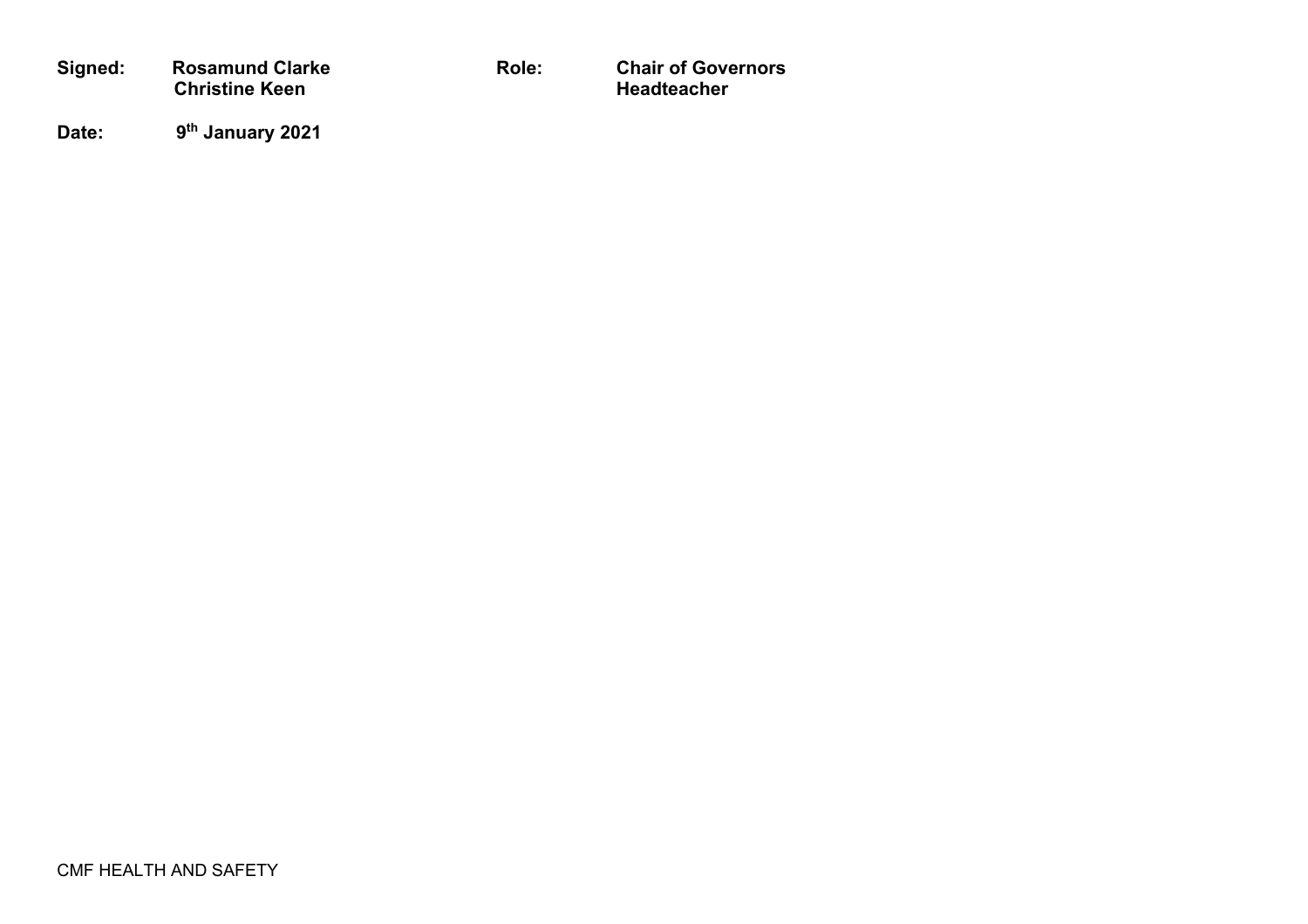**Signed:** **Rosamund Clarke** **Role:** **Chair of Governors**
**Christine Keen** **Headteacher**

**Date:** **9th January 2021**